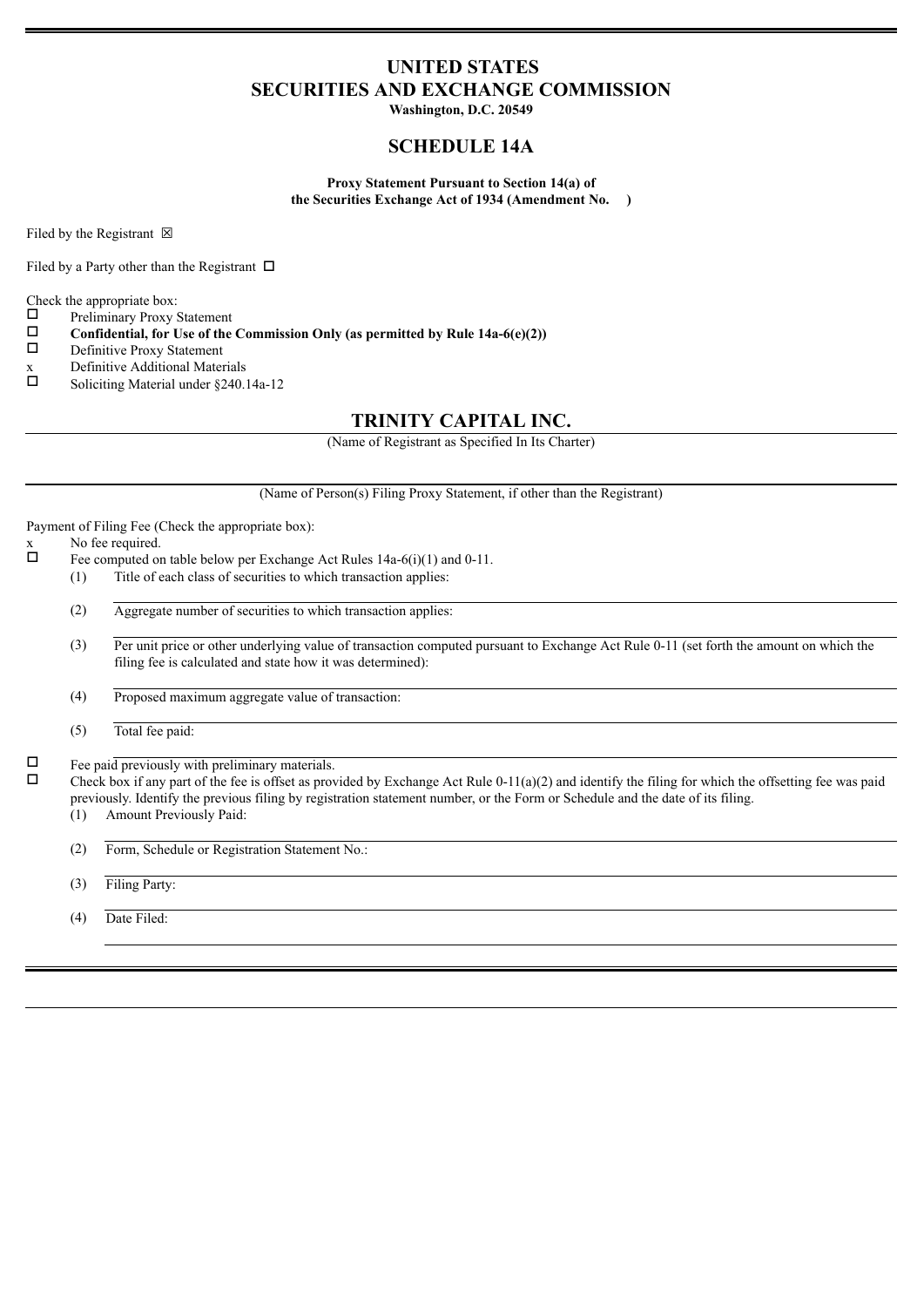# UNITED STATES
# SECURITIES AND EXCHANGE COMMISSION
**Washington, D.C. 20549**

## SCHEDULE 14A

**Proxy Statement Pursuant to Section 14(a) of the Securities Exchange Act of 1934 (Amendment No. )**

Filed by the Registrant ☒

Filed by a Party other than the Registrant ☐

Check the appropriate box:

☐ Preliminary Proxy Statement
☐ **Confidential, for Use of the Commission Only (as permitted by Rule 14a-6(e)(2))**
☐ Definitive Proxy Statement
x Definitive Additional Materials
☐ Soliciting Material under §240.14a-12

## TRINITY CAPITAL INC.

(Name of Registrant as Specified In Its Charter)

(Name of Person(s) Filing Proxy Statement, if other than the Registrant)

Payment of Filing Fee (Check the appropriate box):

x No fee required.
☐ Fee computed on table below per Exchange Act Rules 14a-6(i)(1) and 0-11.

(1) Title of each class of securities to which transaction applies:

(2) Aggregate number of securities to which transaction applies:

(3) Per unit price or other underlying value of transaction computed pursuant to Exchange Act Rule 0-11 (set forth the amount on which the filing fee is calculated and state how it was determined):

(4) Proposed maximum aggregate value of transaction:

(5) Total fee paid:

☐ Fee paid previously with preliminary materials.
☐ Check box if any part of the fee is offset as provided by Exchange Act Rule 0-11(a)(2) and identify the filing for which the offsetting fee was paid previously. Identify the previous filing by registration statement number, or the Form or Schedule and the date of its filing.

(1) Amount Previously Paid:

(2) Form, Schedule or Registration Statement No.:

(3) Filing Party:

(4) Date Filed: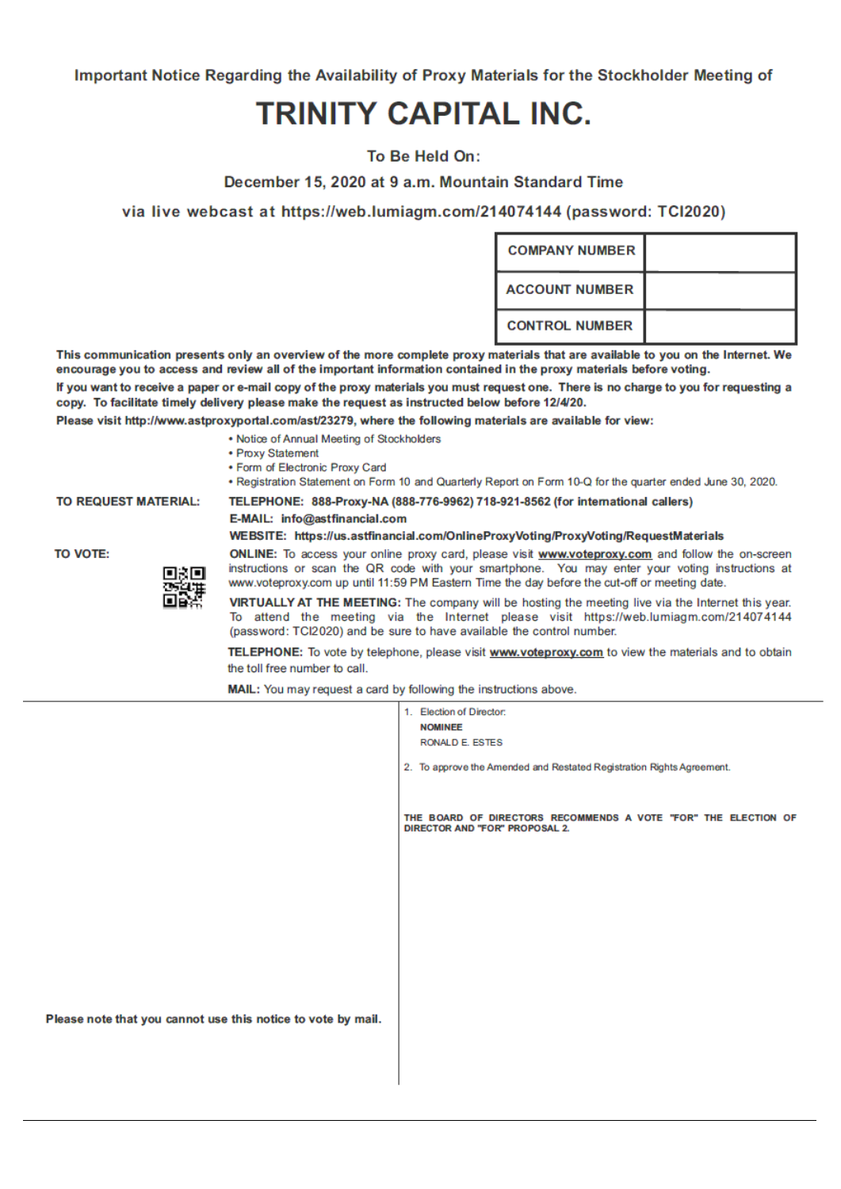Important Notice Regarding the Availability of Proxy Materials for the Stockholder Meeting of

# TRINITY CAPITAL INC.

To Be Held On:

December 15, 2020 at 9 a.m. Mountain Standard Time

via live webcast at https://web.lumiagm.com/214074144 (password: TCI2020)

| | |
|---|---|
| COMPANY NUMBER | |
| ACCOUNT NUMBER | |
| CONTROL NUMBER | |

**This communication presents only an overview of the more complete proxy materials that are available to you on the Internet. We encourage you to access and review all of the important information contained in the proxy materials before voting.**

**If you want to receive a paper or e-mail copy of the proxy materials you must request one. There is no charge to you for requesting a copy. To facilitate timely delivery please make the request as instructed below before 12/4/20.**

**Please visit http://www.astproxyportal.com/ast/23279, where the following materials are available for view:**

- Notice of Annual Meeting of Stockholders
- Proxy Statement
- Form of Electronic Proxy Card
- Registration Statement on Form 10 and Quarterly Report on Form 10-Q for the quarter ended June 30, 2020.

**TO REQUEST MATERIAL:**

**TELEPHONE: 888-Proxy-NA (888-776-9962) 718-921-8562 (for international callers)**

**E-MAIL: info@astfinancial.com**

**WEBSITE: https://us.astfinancial.com/OnlineProxyVoting/ProxyVoting/RequestMaterials**

**TO VOTE:**

**ONLINE:** To access your online proxy card, please visit **www.voteproxy.com** and follow the on-screen instructions or scan the QR code with your smartphone. You may enter your voting instructions at www.voteproxy.com up until 11:59 PM Eastern Time the day before the cut-off or meeting date.

**VIRTUALLY AT THE MEETING:** The company will be hosting the meeting live via the Internet this year. To attend the meeting via the Internet please visit https://web.lumiagm.com/214074144 (password: TCI2020) and be sure to have available the control number.

**TELEPHONE:** To vote by telephone, please visit **www.voteproxy.com** to view the materials and to obtain the toll free number to call.

**MAIL:** You may request a card by following the instructions above.

1. Election of Director:

   **NOMINEE**

   RONALD E. ESTES

2. To approve the Amended and Restated Registration Rights Agreement.

**THE BOARD OF DIRECTORS RECOMMENDS A VOTE "FOR" THE ELECTION OF DIRECTOR AND "FOR" PROPOSAL 2.**

**Please note that you cannot use this notice to vote by mail.**